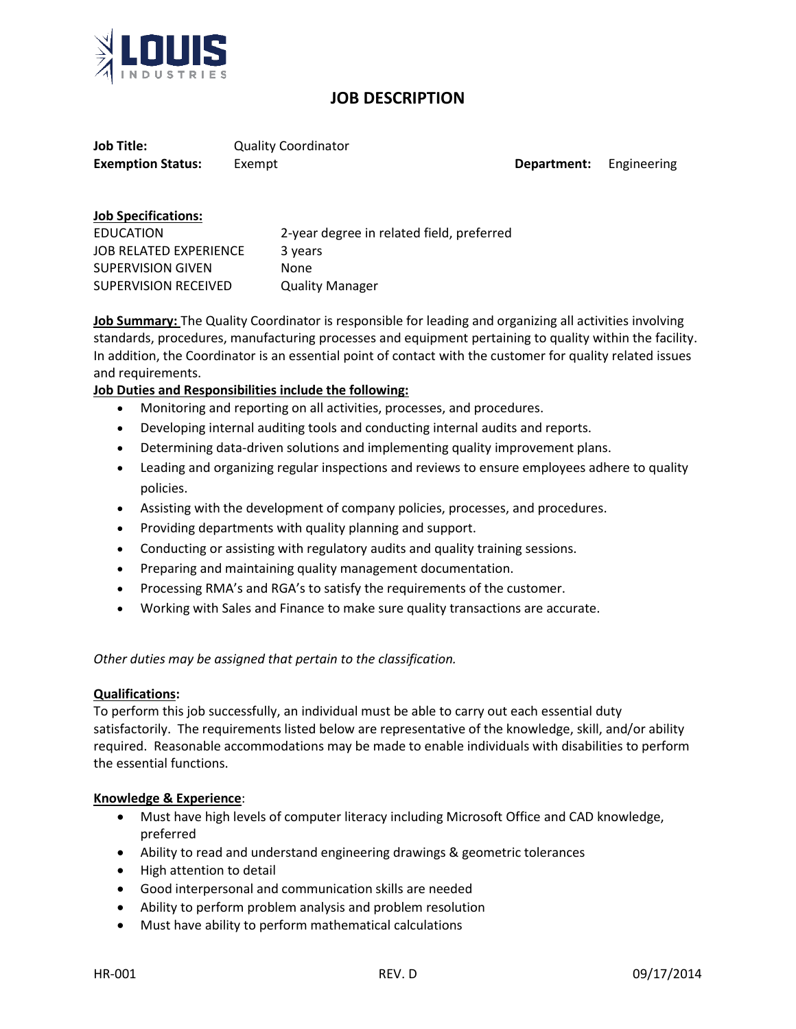# JOB DESCRIPTION

**Job Title:** Quality Coordinator

**Exemption Status:** Exempt **Department:** Engineering

**Job Specifications:**

| | |
|---|---|
| EDUCATION | 2-year degree in related field, preferred |
| JOB RELATED EXPERIENCE | 3 years |
| SUPERVISION GIVEN | None |
| SUPERVISION RECEIVED | Quality Manager |

**Job Summary:** The Quality Coordinator is responsible for leading and organizing all activities involving standards, procedures, manufacturing processes and equipment pertaining to quality within the facility. In addition, the Coordinator is an essential point of contact with the customer for quality related issues and requirements.

**Job Duties and Responsibilities include the following:**

- Monitoring and reporting on all activities, processes, and procedures.
- Developing internal auditing tools and conducting internal audits and reports.
- Determining data-driven solutions and implementing quality improvement plans.
- Leading and organizing regular inspections and reviews to ensure employees adhere to quality policies.
- Assisting with the development of company policies, processes, and procedures.
- Providing departments with quality planning and support.
- Conducting or assisting with regulatory audits and quality training sessions.
- Preparing and maintaining quality management documentation.
- Processing RMA's and RGA's to satisfy the requirements of the customer.
- Working with Sales and Finance to make sure quality transactions are accurate.

*Other duties may be assigned that pertain to the classification.*

**Qualifications:**

To perform this job successfully, an individual must be able to carry out each essential duty satisfactorily. The requirements listed below are representative of the knowledge, skill, and/or ability required. Reasonable accommodations may be made to enable individuals with disabilities to perform the essential functions.

**Knowledge & Experience**:

- Must have high levels of computer literacy including Microsoft Office and CAD knowledge, preferred
- Ability to read and understand engineering drawings & geometric tolerances
- High attention to detail
- Good interpersonal and communication skills are needed
- Ability to perform problem analysis and problem resolution
- Must have ability to perform mathematical calculations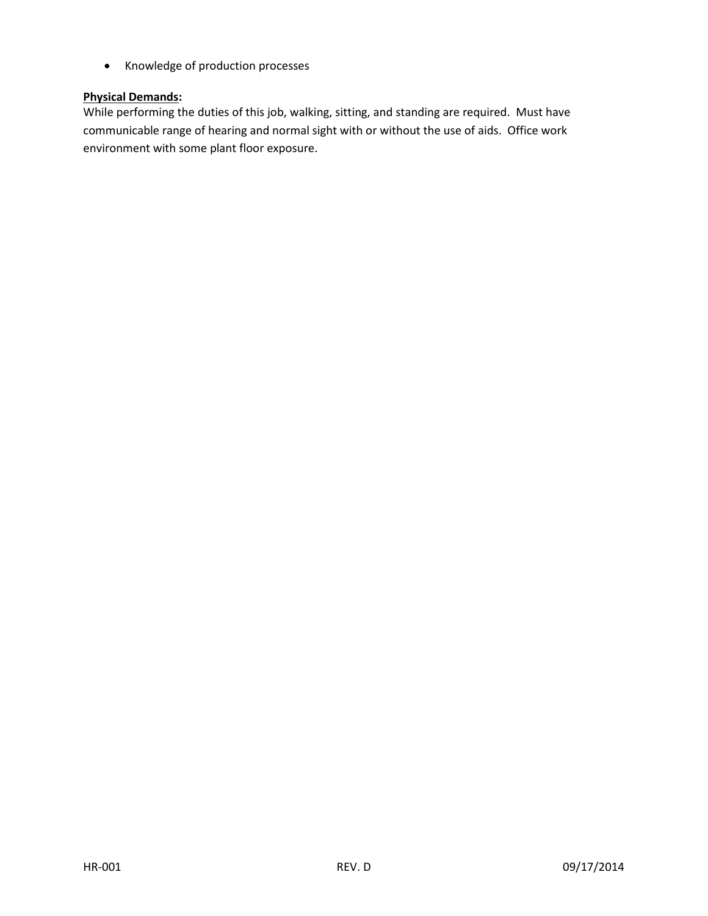- Knowledge of production processes

**Physical Demands:**

While performing the duties of this job, walking, sitting, and standing are required. Must have communicable range of hearing and normal sight with or without the use of aids. Office work environment with some plant floor exposure.